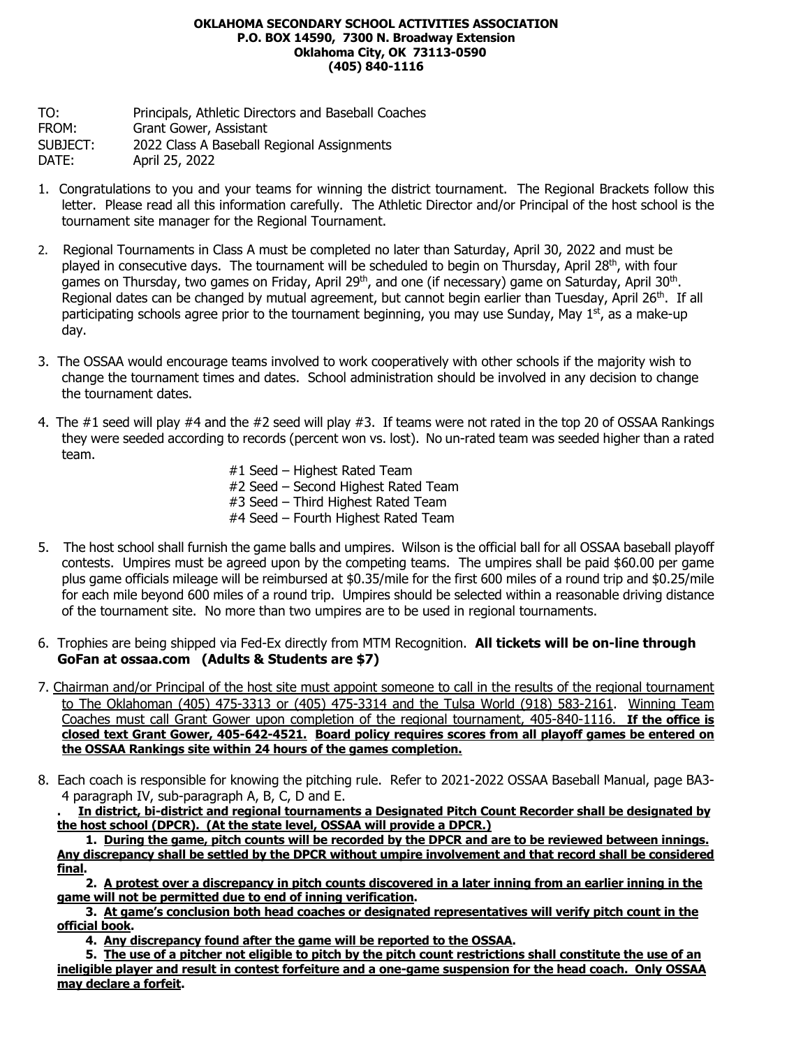**OKLAHOMA SECONDARY SCHOOL ACTIVITIES ASSOCIATION**
**P.O. BOX 14590, 7300 N. Broadway Extension**
**Oklahoma City, OK 73113-0590**
**(405) 840-1116**

TO: Principals, Athletic Directors and Baseball Coaches
FROM: Grant Gower, Assistant
SUBJECT: 2022 Class A Baseball Regional Assignments
DATE: April 25, 2022

1. Congratulations to you and your teams for winning the district tournament. The Regional Brackets follow this letter. Please read all this information carefully. The Athletic Director and/or Principal of the host school is the tournament site manager for the Regional Tournament.

2. Regional Tournaments in Class A must be completed no later than Saturday, April 30, 2022 and must be played in consecutive days. The tournament will be scheduled to begin on Thursday, April 28th, with four games on Thursday, two games on Friday, April 29th, and one (if necessary) game on Saturday, April 30th. Regional dates can be changed by mutual agreement, but cannot begin earlier than Tuesday, April 26th. If all participating schools agree prior to the tournament beginning, you may use Sunday, May 1st, as a make-up day.

3. The OSSAA would encourage teams involved to work cooperatively with other schools if the majority wish to change the tournament times and dates. School administration should be involved in any decision to change the tournament dates.

4. The #1 seed will play #4 and the #2 seed will play #3. If teams were not rated in the top 20 of OSSAA Rankings they were seeded according to records (percent won vs. lost). No un-rated team was seeded higher than a rated team.

   #1 Seed – Highest Rated Team
   #2 Seed – Second Highest Rated Team
   #3 Seed – Third Highest Rated Team
   #4 Seed – Fourth Highest Rated Team

5. The host school shall furnish the game balls and umpires. Wilson is the official ball for all OSSAA baseball playoff contests. Umpires must be agreed upon by the competing teams. The umpires shall be paid $60.00 per game plus game officials mileage will be reimbursed at $0.35/mile for the first 600 miles of a round trip and $0.25/mile for each mile beyond 600 miles of a round trip. Umpires should be selected within a reasonable driving distance of the tournament site. No more than two umpires are to be used in regional tournaments.

6. Trophies are being shipped via Fed-Ex directly from MTM Recognition. **All tickets will be on-line through GoFan at ossaa.com (Adults & Students are $7)**

7. Chairman and/or Principal of the host site must appoint someone to call in the results of the regional tournament to The Oklahoman (405) 475-3313 or (405) 475-3314 and the Tulsa World (918) 583-2161. Winning Team Coaches must call Grant Gower upon completion of the regional tournament, 405-840-1116. **If the office is closed text Grant Gower, 405-642-4521. Board policy requires scores from all playoff games be entered on the OSSAA Rankings site within 24 hours of the games completion.**

8. Each coach is responsible for knowing the pitching rule. Refer to 2021-2022 OSSAA Baseball Manual, page BA3-4 paragraph IV, sub-paragraph A, B, C, D and E.

**. In district, bi-district and regional tournaments a Designated Pitch Count Recorder shall be designated by the host school (DPCR). (At the state level, OSSAA will provide a DPCR.)**

**1. During the game, pitch counts will be recorded by the DPCR and are to be reviewed between innings. Any discrepancy shall be settled by the DPCR without umpire involvement and that record shall be considered final.**

**2. A protest over a discrepancy in pitch counts discovered in a later inning from an earlier inning in the game will not be permitted due to end of inning verification.**

**3. At game's conclusion both head coaches or designated representatives will verify pitch count in the official book.**

**4. Any discrepancy found after the game will be reported to the OSSAA.**

**5. The use of a pitcher not eligible to pitch by the pitch count restrictions shall constitute the use of an ineligible player and result in contest forfeiture and a one-game suspension for the head coach. Only OSSAA may declare a forfeit.**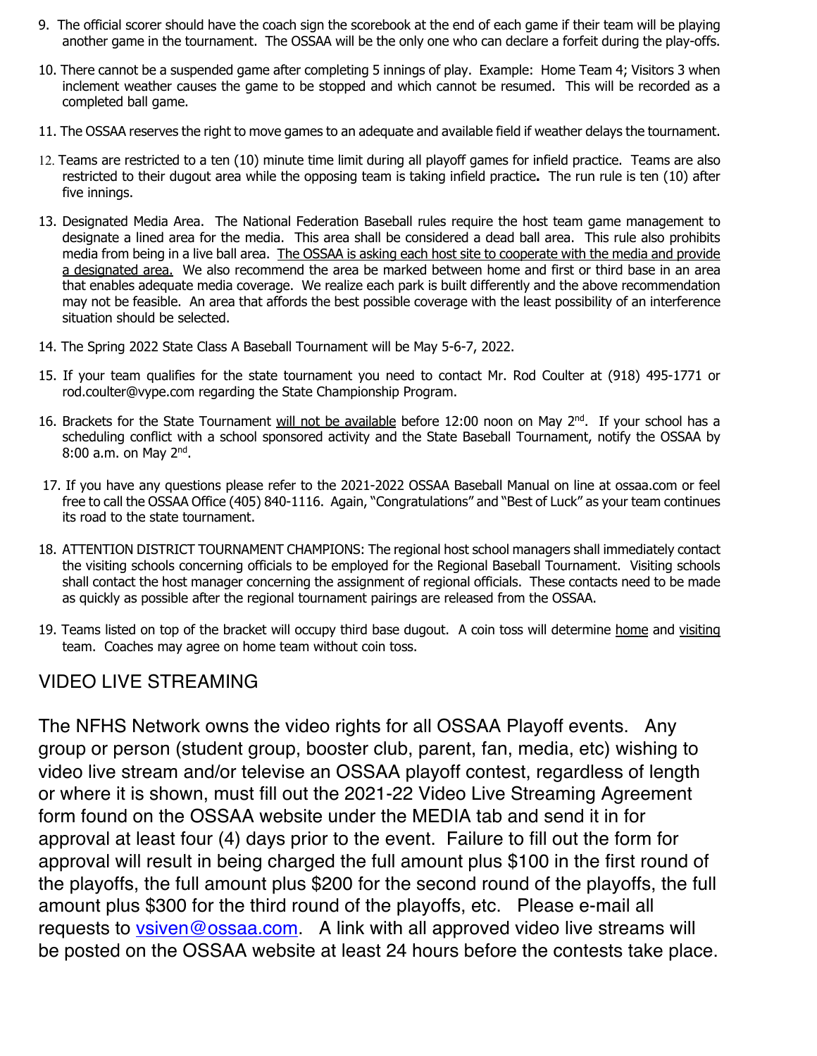9. The official scorer should have the coach sign the scorebook at the end of each game if their team will be playing another game in the tournament. The OSSAA will be the only one who can declare a forfeit during the play-offs.

10. There cannot be a suspended game after completing 5 innings of play. Example: Home Team 4; Visitors 3 when inclement weather causes the game to be stopped and which cannot be resumed. This will be recorded as a completed ball game.

11. The OSSAA reserves the right to move games to an adequate and available field if weather delays the tournament.

12. Teams are restricted to a ten (10) minute time limit during all playoff games for infield practice. Teams are also restricted to their dugout area while the opposing team is taking infield practice**.** The run rule is ten (10) after five innings.

13. Designated Media Area. The National Federation Baseball rules require the host team game management to designate a lined area for the media. This area shall be considered a dead ball area. This rule also prohibits media from being in a live ball area. The OSSAA is asking each host site to cooperate with the media and provide a designated area. We also recommend the area be marked between home and first or third base in an area that enables adequate media coverage. We realize each park is built differently and the above recommendation may not be feasible. An area that affords the best possible coverage with the least possibility of an interference situation should be selected.

14. The Spring 2022 State Class A Baseball Tournament will be May 5-6-7, 2022.

15. If your team qualifies for the state tournament you need to contact Mr. Rod Coulter at (918) 495-1771 or rod.coulter@vype.com regarding the State Championship Program.

16. Brackets for the State Tournament will not be available before 12:00 noon on May 2nd. If your school has a scheduling conflict with a school sponsored activity and the State Baseball Tournament, notify the OSSAA by 8:00 a.m. on May 2nd.

17. If you have any questions please refer to the 2021-2022 OSSAA Baseball Manual on line at ossaa.com or feel free to call the OSSAA Office (405) 840-1116. Again, "Congratulations" and "Best of Luck" as your team continues its road to the state tournament.

18. ATTENTION DISTRICT TOURNAMENT CHAMPIONS: The regional host school managers shall immediately contact the visiting schools concerning officials to be employed for the Regional Baseball Tournament. Visiting schools shall contact the host manager concerning the assignment of regional officials. These contacts need to be made as quickly as possible after the regional tournament pairings are released from the OSSAA.

19. Teams listed on top of the bracket will occupy third base dugout. A coin toss will determine home and visiting team. Coaches may agree on home team without coin toss.

## VIDEO LIVE STREAMING

The NFHS Network owns the video rights for all OSSAA Playoff events. Any group or person (student group, booster club, parent, fan, media, etc) wishing to video live stream and/or televise an OSSAA playoff contest, regardless of length or where it is shown, must fill out the 2021-22 Video Live Streaming Agreement form found on the OSSAA website under the MEDIA tab and send it in for approval at least four (4) days prior to the event. Failure to fill out the form for approval will result in being charged the full amount plus $100 in the first round of the playoffs, the full amount plus $200 for the second round of the playoffs, the full amount plus $300 for the third round of the playoffs, etc. Please e-mail all requests to vsiven@ossaa.com. A link with all approved video live streams will be posted on the OSSAA website at least 24 hours before the contests take place.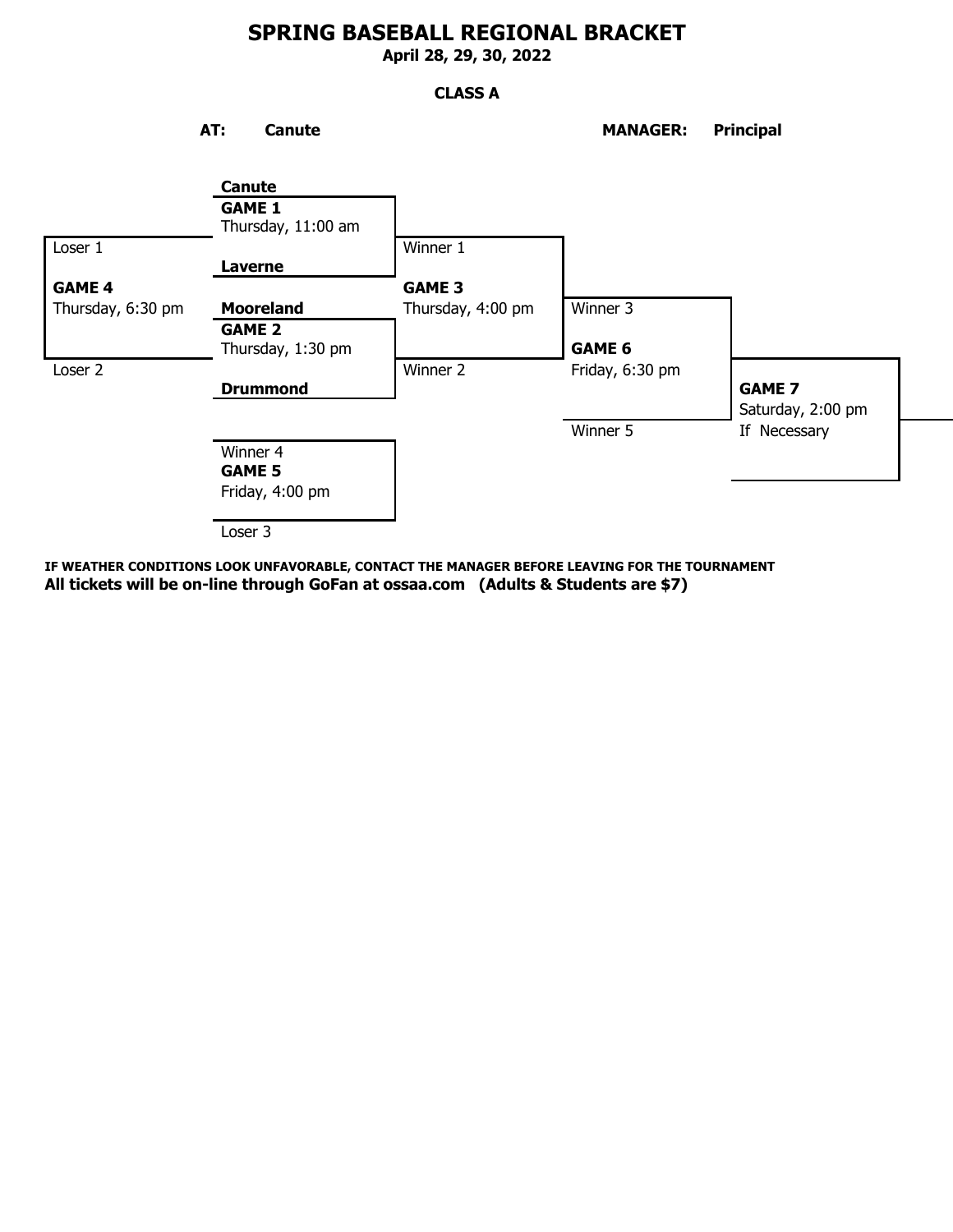# SPRING BASEBALL REGIONAL BRACKET

**April 28, 29, 30, 2022**

**CLASS A**

**AT:** **Canute** **MANAGER:** **Principal**

**Canute**
**GAME 1**
Thursday, 11:00 am
**Laverne**

**Mooreland**
**GAME 2**
Thursday, 1:30 pm
**Drummond**

Winner 1
**GAME 3**
Thursday, 4:00 pm
Winner 2

Loser 1
**GAME 4**
Thursday, 6:30 pm
Loser 2

Winner 4
**GAME 5**
Friday, 4:00 pm
Loser 3

Winner 3
**GAME 6**
Friday, 6:30 pm
Winner 5

**GAME 7**
Saturday, 2:00 pm
If Necessary

**IF WEATHER CONDITIONS LOOK UNFAVORABLE, CONTACT THE MANAGER BEFORE LEAVING FOR THE TOURNAMENT**

**All tickets will be on-line through GoFan at ossaa.com (Adults & Students are $7)**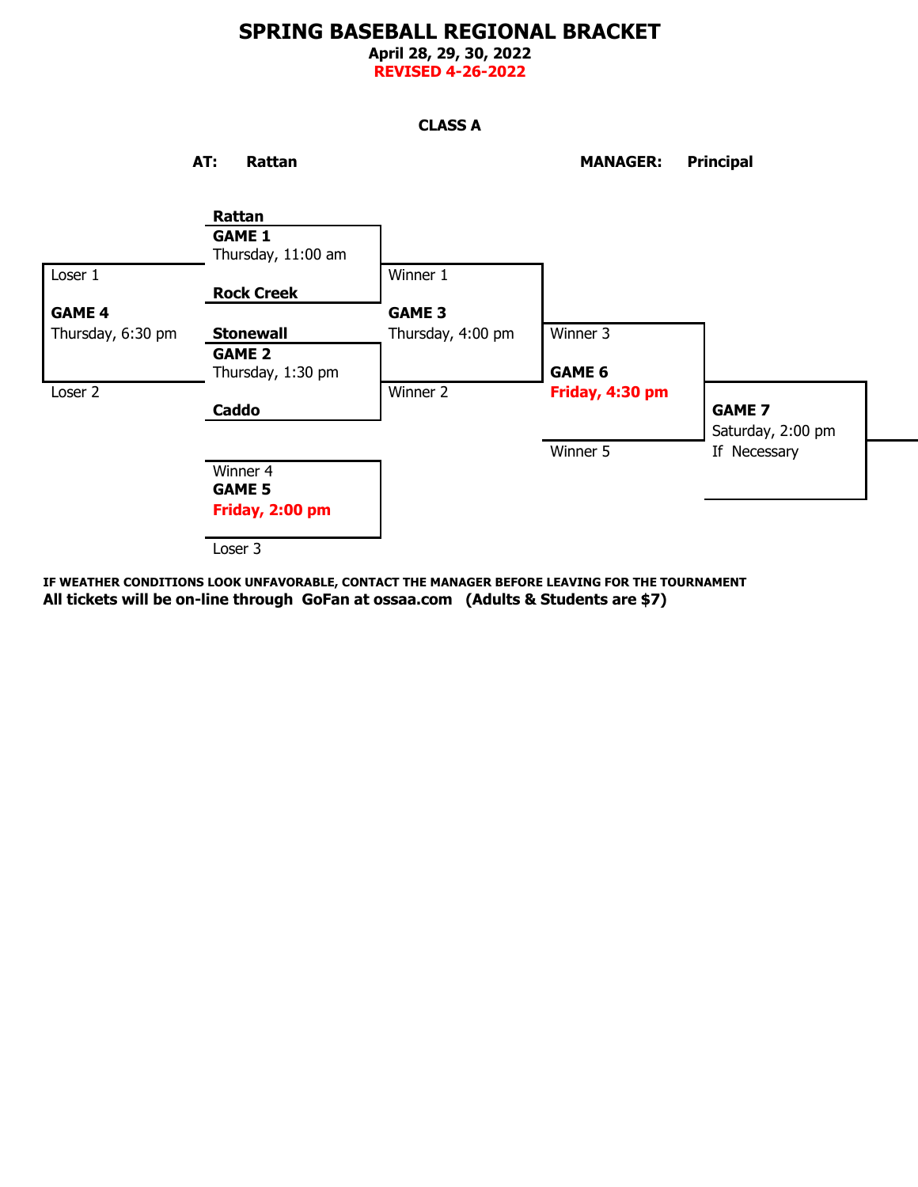# SPRING BASEBALL REGIONAL BRACKET

**April 28, 29, 30, 2022**

**REVISED 4-26-2022**

**CLASS A**

**AT:** **Rattan** **MANAGER:** **Principal**

**Rattan**
**GAME 1**
Thursday, 11:00 am
**Rock Creek**

**Stonewall**
**GAME 2**
Thursday, 1:30 pm
**Caddo**

Winner 1
**GAME 3**
Thursday, 4:00 pm
Winner 2

Loser 1
**GAME 4**
Thursday, 6:30 pm
Loser 2

Winner 4
**GAME 5**
**Friday, 2:00 pm**
Loser 3

Winner 3
**GAME 6**
**Friday, 4:30 pm**
Winner 5

**GAME 7**
Saturday, 2:00 pm
If Necessary

**IF WEATHER CONDITIONS LOOK UNFAVORABLE, CONTACT THE MANAGER BEFORE LEAVING FOR THE TOURNAMENT**

**All tickets will be on-line through GoFan at ossaa.com (Adults & Students are $7)**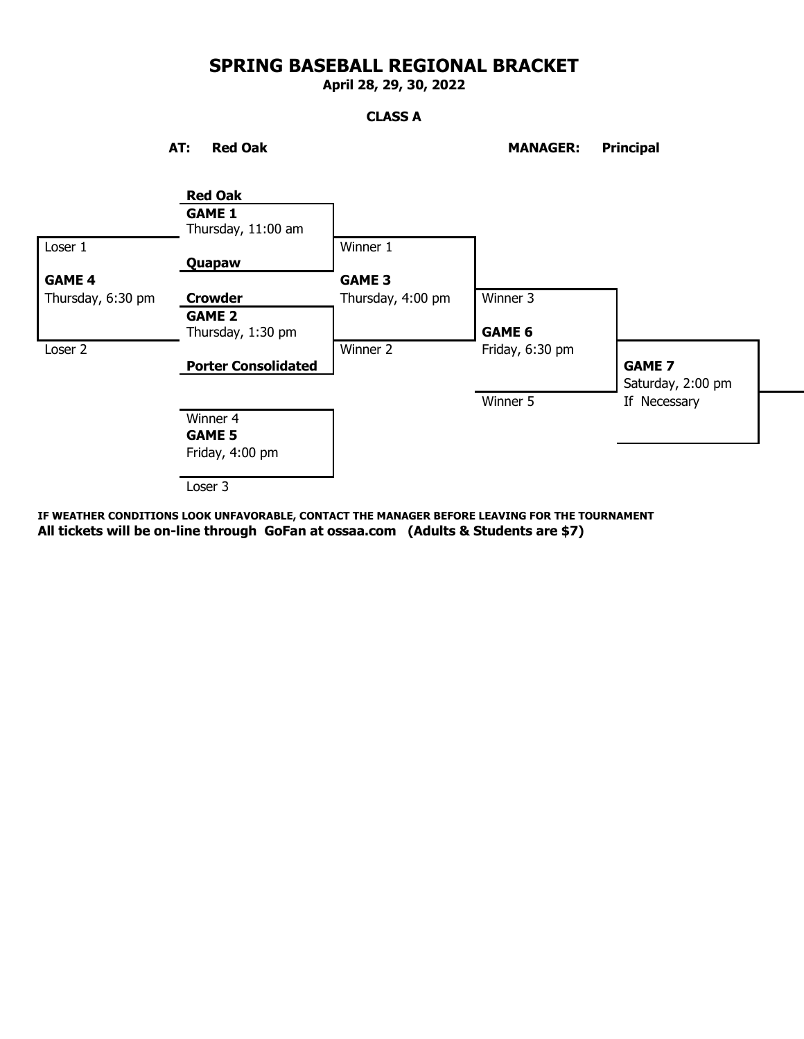# SPRING BASEBALL REGIONAL BRACKET

**April 28, 29, 30, 2022**

**CLASS A**

**AT:** **Red Oak** **MANAGER:** **Principal**

**Red Oak**
**GAME 1**
Thursday, 11:00 am
**Quapaw**

**Crowder**
**GAME 2**
Thursday, 1:30 pm
**Porter Consolidated**

Winner 1
**GAME 3**
Thursday, 4:00 pm
Winner 2

Loser 1
**GAME 4**
Thursday, 6:30 pm
Loser 2

Winner 4
**GAME 5**
Friday, 4:00 pm
Loser 3

Winner 3
**GAME 6**
Friday, 6:30 pm
Winner 5

**GAME 7**
Saturday, 2:00 pm
If Necessary

**IF WEATHER CONDITIONS LOOK UNFAVORABLE, CONTACT THE MANAGER BEFORE LEAVING FOR THE TOURNAMENT**
**All tickets will be on-line through GoFan at ossaa.com (Adults & Students are $7)**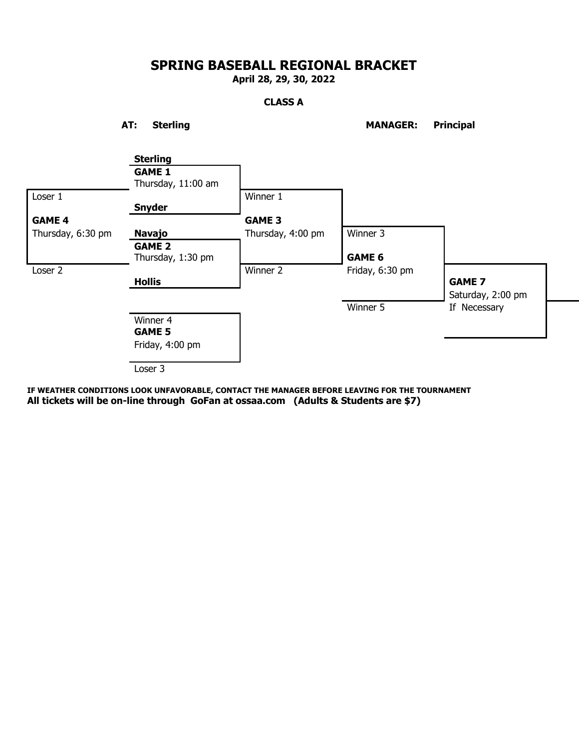# SPRING BASEBALL REGIONAL BRACKET

**April 28, 29, 30, 2022**

**CLASS A**

**AT: Sterling** **MANAGER: Principal**

**Sterling**
**GAME 1**
Thursday, 11:00 am
**Snyder**

**Navajo**
**GAME 2**
Thursday, 1:30 pm
**Hollis**

Winner 1
**GAME 3**
Thursday, 4:00 pm
Winner 2

Loser 1
**GAME 4**
Thursday, 6:30 pm
Loser 2

Winner 4
**GAME 5**
Friday, 4:00 pm
Loser 3

Winner 3
**GAME 6**
Friday, 6:30 pm
Winner 5

**GAME 7**
Saturday, 2:00 pm
If Necessary

**IF WEATHER CONDITIONS LOOK UNFAVORABLE, CONTACT THE MANAGER BEFORE LEAVING FOR THE TOURNAMENT**

**All tickets will be on-line through GoFan at ossaa.com (Adults & Students are $7)**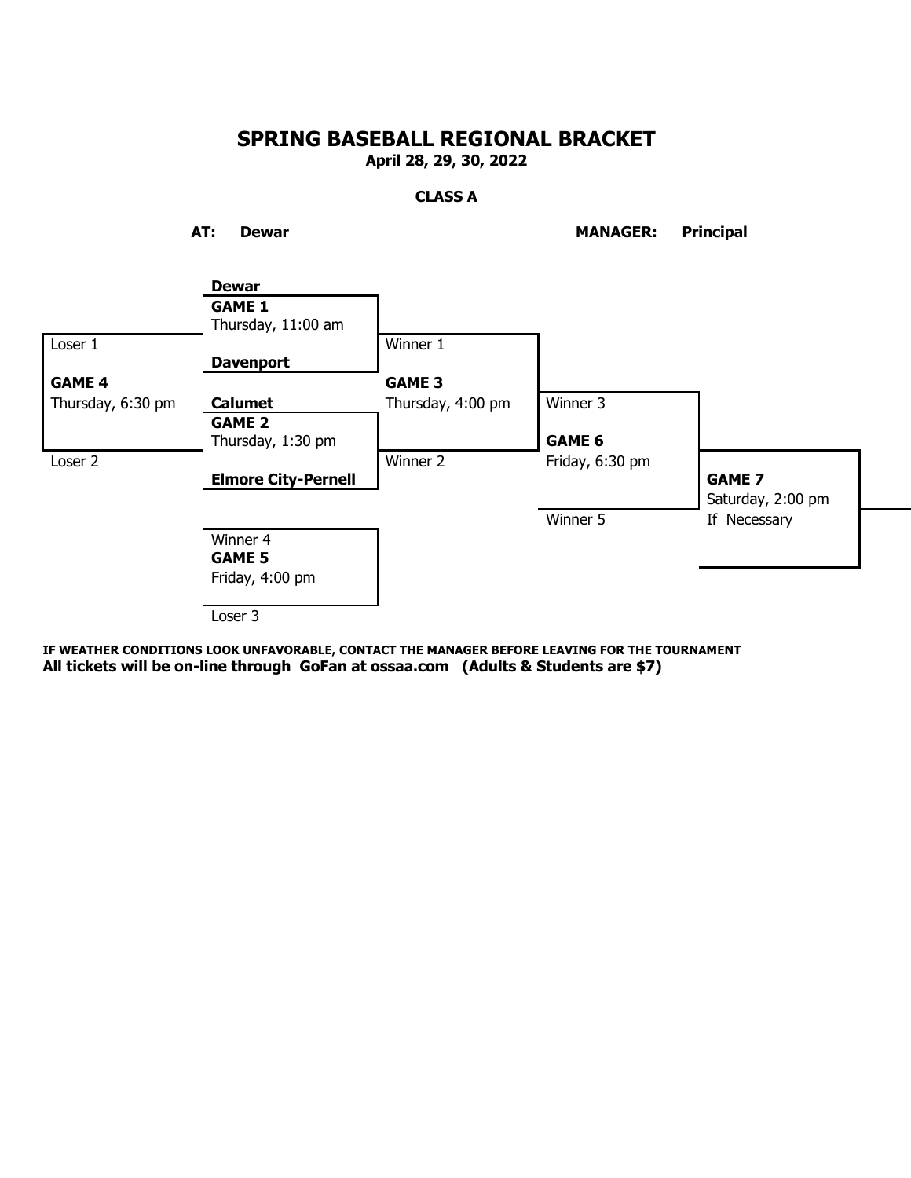# SPRING BASEBALL REGIONAL BRACKET

**April 28, 29, 30, 2022**

**CLASS A**

**AT:** **Dewar** **MANAGER:** **Principal**

**GAME 1** — Thursday, 11:00 am
- **Dewar**
- **Davenport**

**GAME 2** — Thursday, 1:30 pm
- **Calumet**
- **Elmore City-Pernell**

**GAME 3** — Thursday, 4:00 pm
- Winner 1
- Winner 2

**GAME 4** — Thursday, 6:30 pm
- Loser 1
- Loser 2

**GAME 5** — Friday, 4:00 pm
- Winner 4
- Loser 3

**GAME 6** — Friday, 6:30 pm
- Winner 3
- Winner 5

**GAME 7** — Saturday, 2:00 pm
If Necessary

**IF WEATHER CONDITIONS LOOK UNFAVORABLE, CONTACT THE MANAGER BEFORE LEAVING FOR THE TOURNAMENT**

**All tickets will be on-line through GoFan at ossaa.com (Adults & Students are $7)**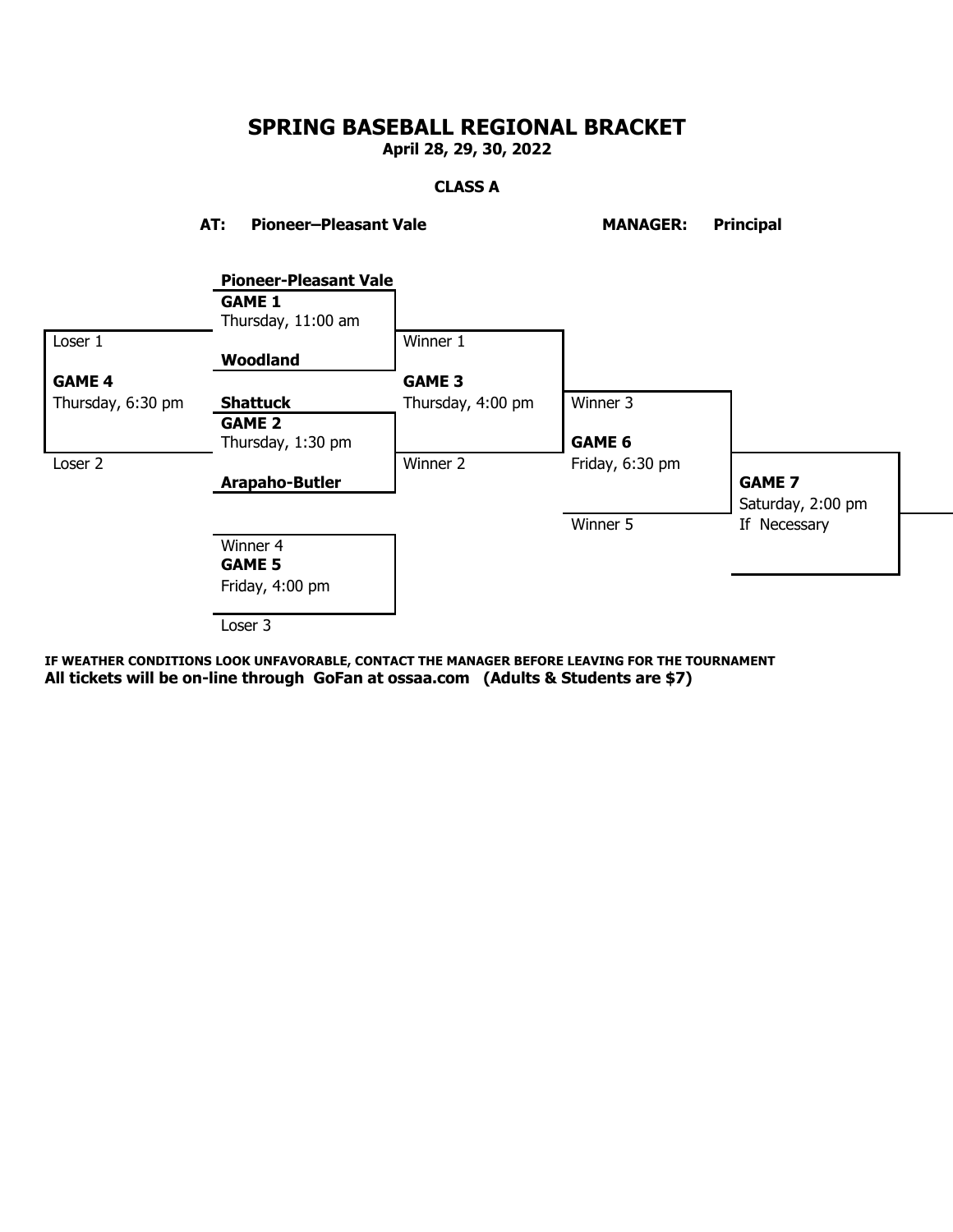# SPRING BASEBALL REGIONAL BRACKET

**April 28, 29, 30, 2022**

**CLASS A**

**AT:** **Pioneer–Pleasant Vale** **MANAGER:** **Principal**

**Pioneer-Pleasant Vale**
**GAME 1**
Thursday, 11:00 am
**Woodland**

**Shattuck**
**GAME 2**
Thursday, 1:30 pm
**Arapaho-Butler**

Winner 1
**GAME 3**
Thursday, 4:00 pm
Winner 2

Loser 1
**GAME 4**
Thursday, 6:30 pm
Loser 2

Winner 4
**GAME 5**
Friday, 4:00 pm
Loser 3

Winner 3
**GAME 6**
Friday, 6:30 pm
Winner 5

**GAME 7**
Saturday, 2:00 pm
If Necessary

**IF WEATHER CONDITIONS LOOK UNFAVORABLE, CONTACT THE MANAGER BEFORE LEAVING FOR THE TOURNAMENT**
**All tickets will be on-line through GoFan at ossaa.com (Adults & Students are $7)**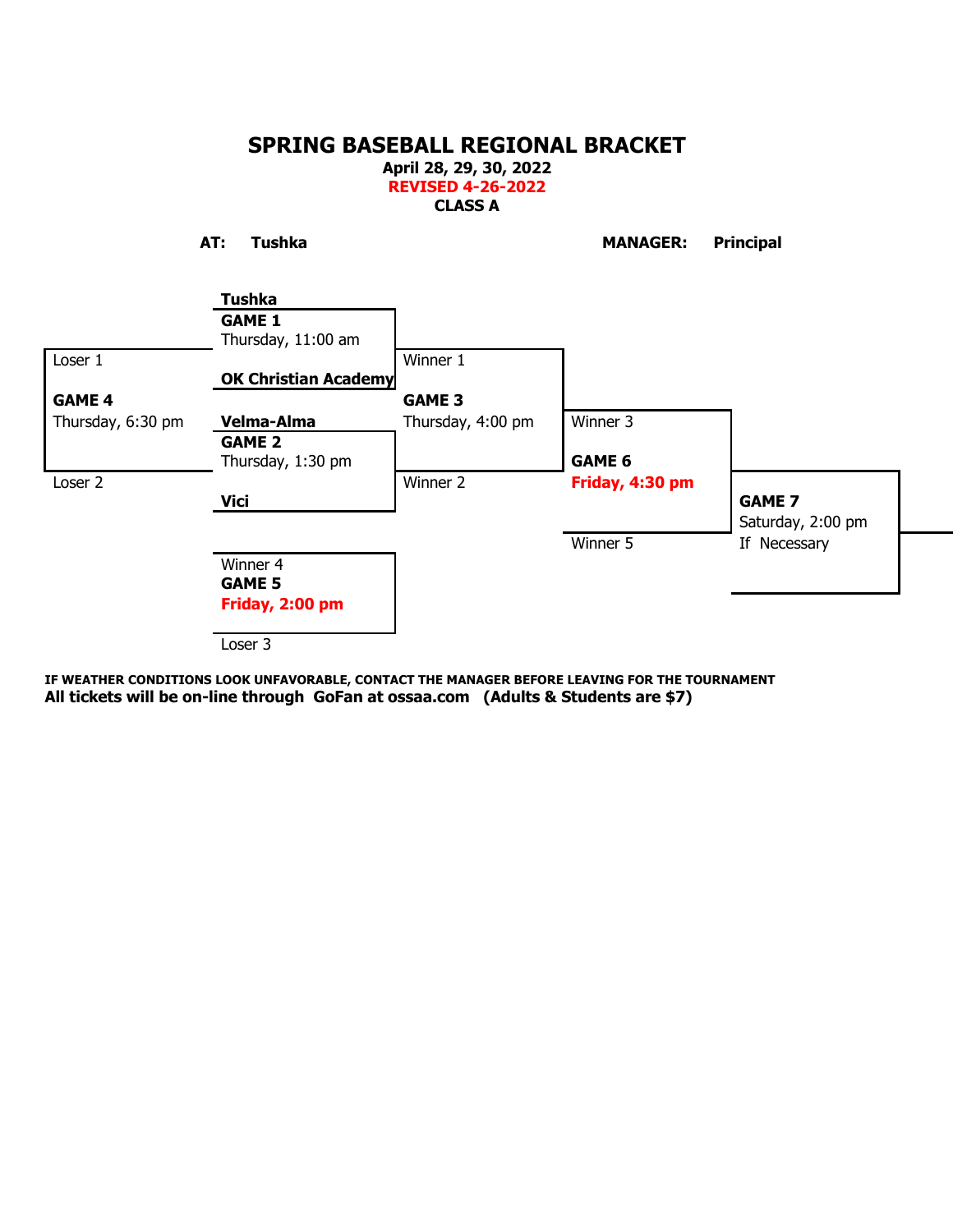# SPRING BASEBALL REGIONAL BRACKET

**April 28, 29, 30, 2022**

**REVISED 4-26-2022**

**CLASS A**

**AT:** **Tushka**

**MANAGER:** **Principal**

**Tushka**
**GAME 1**
Thursday, 11:00 am
**OK Christian Academy**

**Velma-Alma**
**GAME 2**
Thursday, 1:30 pm
**Vici**

Loser 1
**GAME 4**
Thursday, 6:30 pm
Loser 2

Winner 1
**GAME 3**
Thursday, 4:00 pm
Winner 2

Winner 4
**GAME 5**
**Friday, 2:00 pm**
Loser 3

Winner 3
**GAME 6**
**Friday, 4:30 pm**
Winner 5

**GAME 7**
Saturday, 2:00 pm
If Necessary

**IF WEATHER CONDITIONS LOOK UNFAVORABLE, CONTACT THE MANAGER BEFORE LEAVING FOR THE TOURNAMENT**

**All tickets will be on-line through GoFan at ossaa.com (Adults & Students are $7)**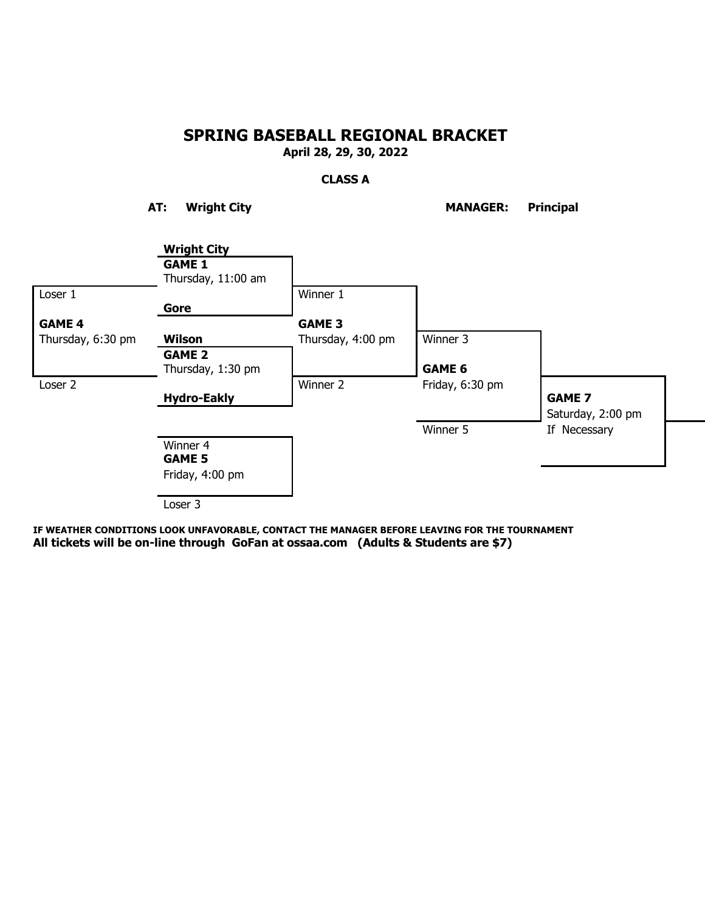## SPRING BASEBALL REGIONAL BRACKET

**April 28, 29, 30, 2022**

**CLASS A**

**AT: Wright City** **MANAGER: Principal**

**Wright City**
**GAME 1**
Thursday, 11:00 am
**Gore**

**Wilson**
**GAME 2**
Thursday, 1:30 pm
**Hydro-Eakly**

Winner 1
**GAME 3**
Thursday, 4:00 pm
Winner 2

Loser 1
**GAME 4**
Thursday, 6:30 pm
Loser 2

Winner 4
**GAME 5**
Friday, 4:00 pm
Loser 3

Winner 3
**GAME 6**
Friday, 6:30 pm
Winner 5

**GAME 7**
Saturday, 2:00 pm
If Necessary

**IF WEATHER CONDITIONS LOOK UNFAVORABLE, CONTACT THE MANAGER BEFORE LEAVING FOR THE TOURNAMENT**
**All tickets will be on-line through GoFan at ossaa.com (Adults & Students are $7)**